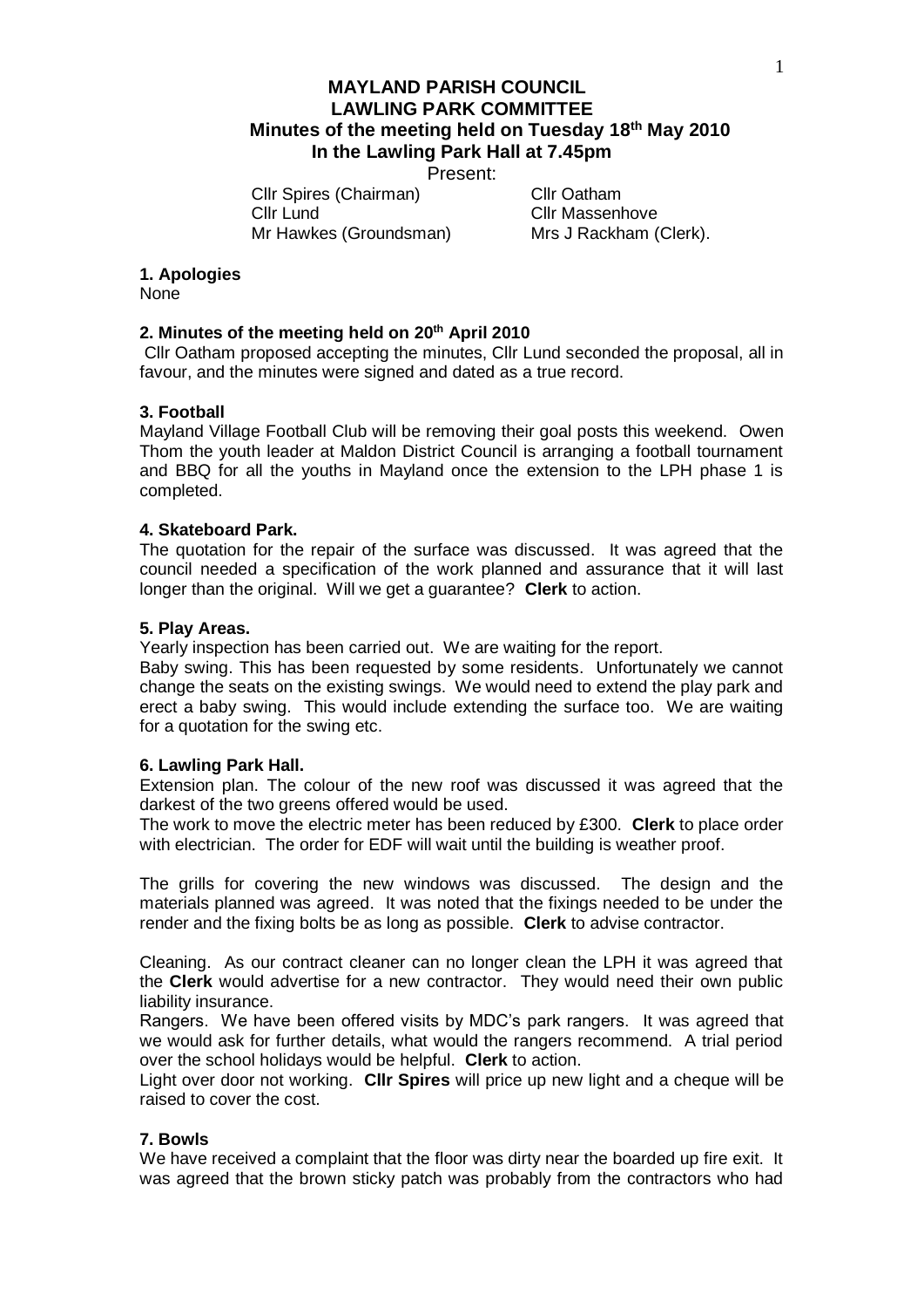# MAYLAND PARISH COUNCIL
## LAWLING PARK COMMITTEE
### Minutes of the meeting held on Tuesday 18th May 2010
### In the Lawling Park Hall at 7.45pm

Present:

| | |
|---|---|
| Cllr Spires (Chairman) | Cllr Oatham |
| Cllr Lund | Cllr Massenhove |
| Mr Hawkes (Groundsman) | Mrs J Rackham (Clerk). |

**1. Apologies**

None

**2. Minutes of the meeting held on 20th April 2010**

Cllr Oatham proposed accepting the minutes, Cllr Lund seconded the proposal, all in favour, and the minutes were signed and dated as a true record.

**3. Football**

Mayland Village Football Club will be removing their goal posts this weekend. Owen Thom the youth leader at Maldon District Council is arranging a football tournament and BBQ for all the youths in Mayland once the extension to the LPH phase 1 is completed.

**4. Skateboard Park.**

The quotation for the repair of the surface was discussed. It was agreed that the council needed a specification of the work planned and assurance that it will last longer than the original. Will we get a guarantee? **Clerk** to action.

**5. Play Areas.**

Yearly inspection has been carried out. We are waiting for the report.

Baby swing. This has been requested by some residents. Unfortunately we cannot change the seats on the existing swings. We would need to extend the play park and erect a baby swing. This would include extending the surface too. We are waiting for a quotation for the swing etc.

**6. Lawling Park Hall.**

Extension plan. The colour of the new roof was discussed it was agreed that the darkest of the two greens offered would be used.

The work to move the electric meter has been reduced by £300. **Clerk** to place order with electrician. The order for EDF will wait until the building is weather proof.

The grills for covering the new windows was discussed. The design and the materials planned was agreed. It was noted that the fixings needed to be under the render and the fixing bolts be as long as possible. **Clerk** to advise contractor.

Cleaning. As our contract cleaner can no longer clean the LPH it was agreed that the **Clerk** would advertise for a new contractor. They would need their own public liability insurance.

Rangers. We have been offered visits by MDC's park rangers. It was agreed that we would ask for further details, what would the rangers recommend. A trial period over the school holidays would be helpful. **Clerk** to action.

Light over door not working. **Cllr Spires** will price up new light and a cheque will be raised to cover the cost.

**7. Bowls**

We have received a complaint that the floor was dirty near the boarded up fire exit. It was agreed that the brown sticky patch was probably from the contractors who had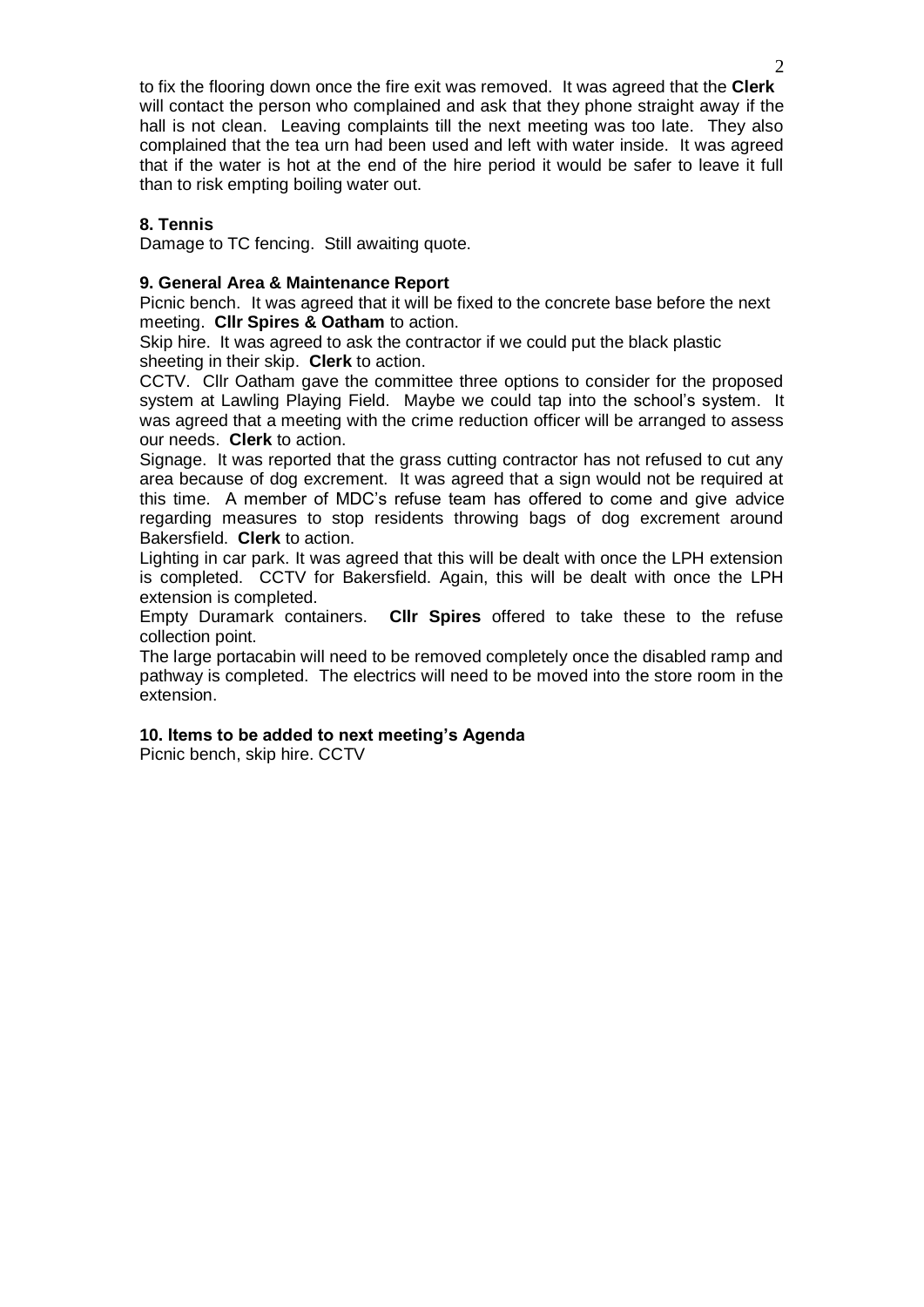to fix the flooring down once the fire exit was removed. It was agreed that the **Clerk** will contact the person who complained and ask that they phone straight away if the hall is not clean. Leaving complaints till the next meeting was too late. They also complained that the tea urn had been used and left with water inside. It was agreed that if the water is hot at the end of the hire period it would be safer to leave it full than to risk empting boiling water out.

**8. Tennis**

Damage to TC fencing. Still awaiting quote.

**9. General Area & Maintenance Report**

Picnic bench. It was agreed that it will be fixed to the concrete base before the next meeting. **Cllr Spires & Oatham** to action.

Skip hire. It was agreed to ask the contractor if we could put the black plastic sheeting in their skip. **Clerk** to action.

CCTV. Cllr Oatham gave the committee three options to consider for the proposed system at Lawling Playing Field. Maybe we could tap into the school's system. It was agreed that a meeting with the crime reduction officer will be arranged to assess our needs. **Clerk** to action.

Signage. It was reported that the grass cutting contractor has not refused to cut any area because of dog excrement. It was agreed that a sign would not be required at this time. A member of MDC's refuse team has offered to come and give advice regarding measures to stop residents throwing bags of dog excrement around Bakersfield. **Clerk** to action.

Lighting in car park. It was agreed that this will be dealt with once the LPH extension is completed. CCTV for Bakersfield. Again, this will be dealt with once the LPH extension is completed.

Empty Duramark containers. **Cllr Spires** offered to take these to the refuse collection point.

The large portacabin will need to be removed completely once the disabled ramp and pathway is completed. The electrics will need to be moved into the store room in the extension.

**10. Items to be added to next meeting's Agenda**

Picnic bench, skip hire. CCTV